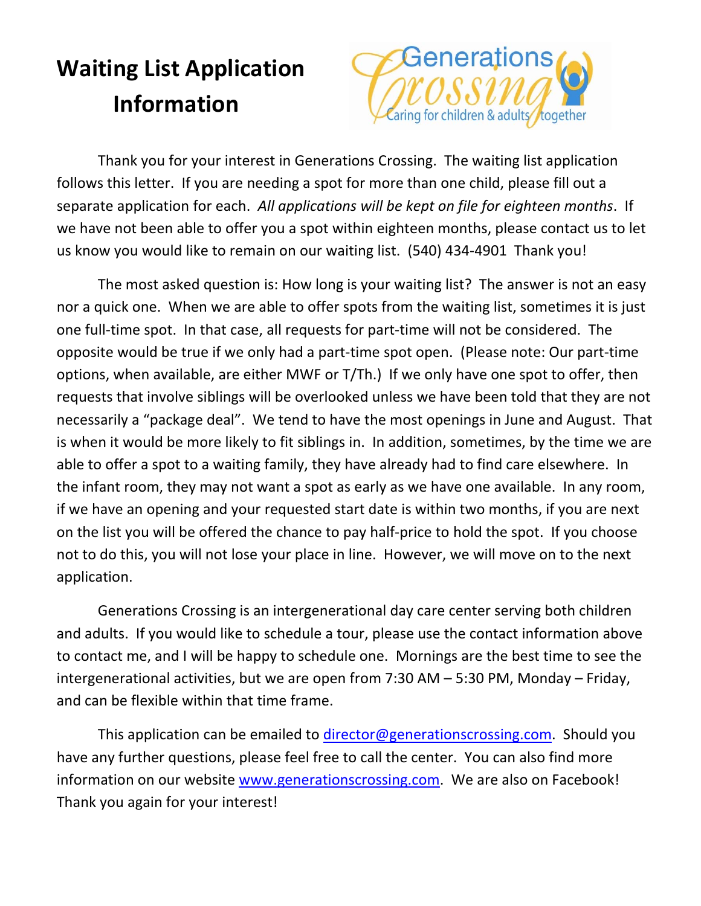# Waiting List Application Information

Thank you for your interest in Generations Crossing. The waiting list application follows this letter. If you are needing a spot for more than one child, please fill out a separate application for each. *All applications will be kept on file for eighteen months*. If we have not been able to offer you a spot within eighteen months, please contact us to let us know you would like to remain on our waiting list. (540) 434-4901 Thank you!

The most asked question is: How long is your waiting list? The answer is not an easy nor a quick one. When we are able to offer spots from the waiting list, sometimes it is just one full-time spot. In that case, all requests for part-time will not be considered. The opposite would be true if we only had a part-time spot open. (Please note: Our part-time options, when available, are either MWF or T/Th.) If we only have one spot to offer, then requests that involve siblings will be overlooked unless we have been told that they are not necessarily a "package deal". We tend to have the most openings in June and August. That is when it would be more likely to fit siblings in. In addition, sometimes, by the time we are able to offer a spot to a waiting family, they have already had to find care elsewhere. In the infant room, they may not want a spot as early as we have one available. In any room, if we have an opening and your requested start date is within two months, if you are next on the list you will be offered the chance to pay half-price to hold the spot. If you choose not to do this, you will not lose your place in line. However, we will move on to the next application.

Generations Crossing is an intergenerational day care center serving both children and adults. If you would like to schedule a tour, please use the contact information above to contact me, and I will be happy to schedule one. Mornings are the best time to see the intergenerational activities, but we are open from 7:30 AM – 5:30 PM, Monday – Friday, and can be flexible within that time frame.

This application can be emailed to director@generationscrossing.com. Should you have any further questions, please feel free to call the center. You can also find more information on our website www.generationscrossing.com. We are also on Facebook! Thank you again for your interest!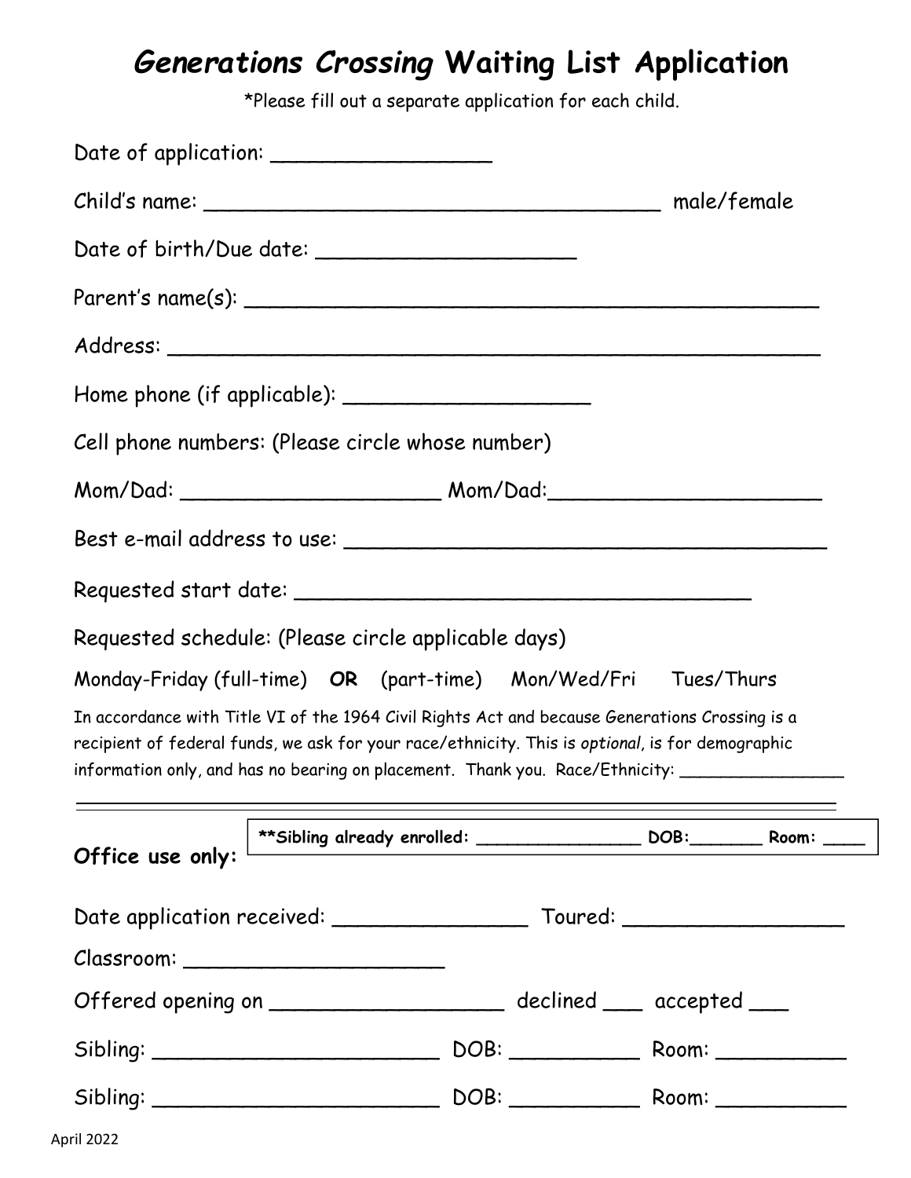# *Generations Crossing* Waiting List Application

*Please fill out a separate application for each child.

Date of application: ________________

Child's name: ___________________________________ male/female

Date of birth/Due date: ____________________

Parent's name(s): ____________________________________________

Address: ___________________________________________________

Home phone (if applicable): ___________________

Cell phone numbers: (Please circle whose number)

Mom/Dad: ____________________ Mom/Dad:_____________________

Best e-mail address to use: _____________________________________

Requested start date: ___________________________________

Requested schedule: (Please circle applicable days)

Monday-Friday (full-time) **OR** (part-time) Mon/Wed/Fri Tues/Thurs

In accordance with Title VI of the 1964 Civil Rights Act and because Generations Crossing is a recipient of federal funds, we ask for your race/ethnicity. This is *optional*, is for demographic information only, and has no bearing on placement. Thank you. Race/Ethnicity: ________________

---

**Office use only:**

**\*\*Sibling already enrolled: _______________ DOB:_______ Room: ____**

Date application received: _______________ Toured: _________________

Classroom: ____________________

Offered opening on __________________ declined ___ accepted ___

Sibling: _______________________ DOB: __________ Room: __________

Sibling: _______________________ DOB: __________ Room: __________

April 2022